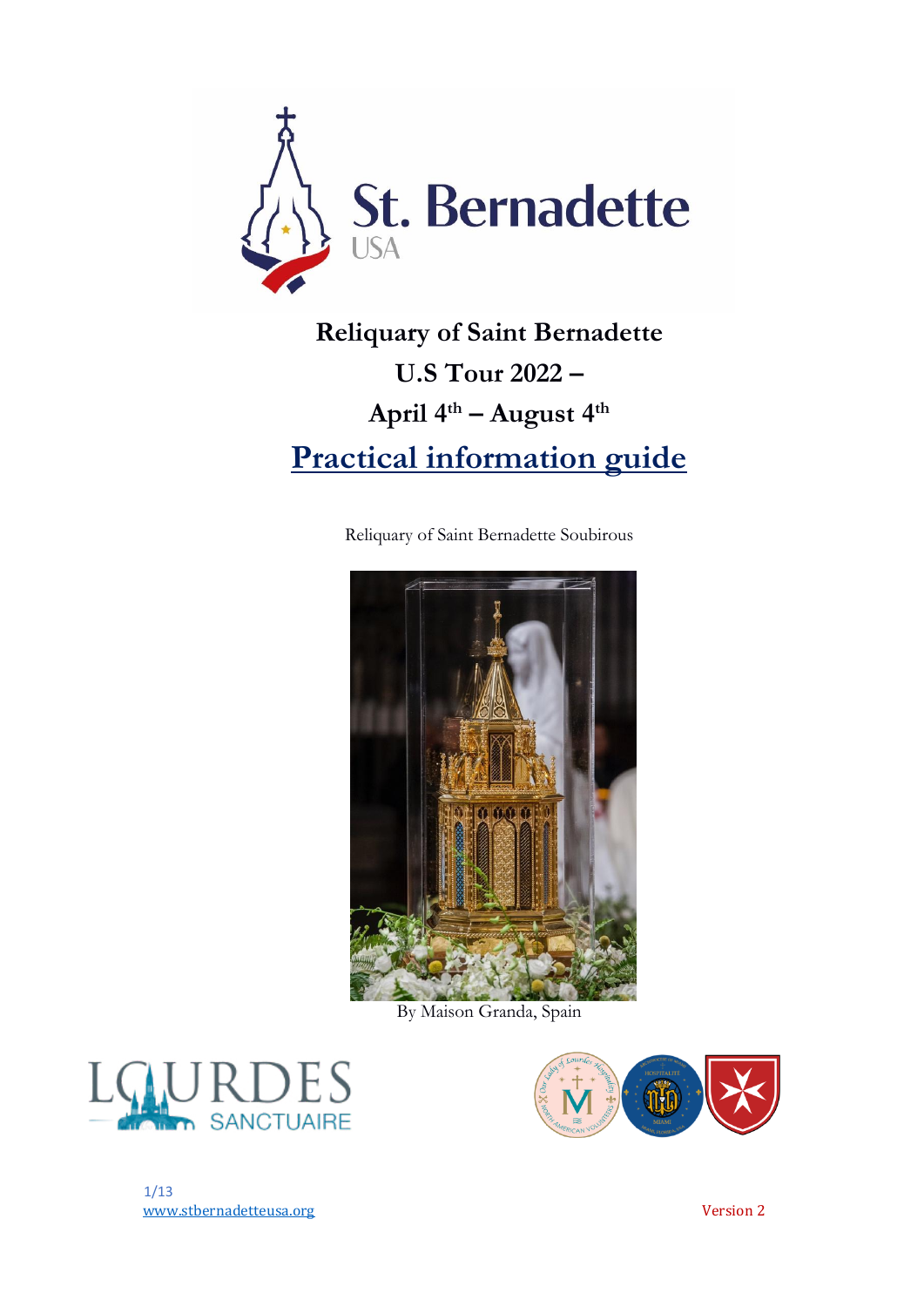St. Bernadette USA

# Reliquary of Saint Bernadette U.S Tour 2022 – April 4th – August 4th

## Practical information guide

Reliquary of Saint Bernadette Soubirous

By Maison Granda, Spain

LOURDES SANCTUAIRE

www.stbernadetteusa.org

Version 2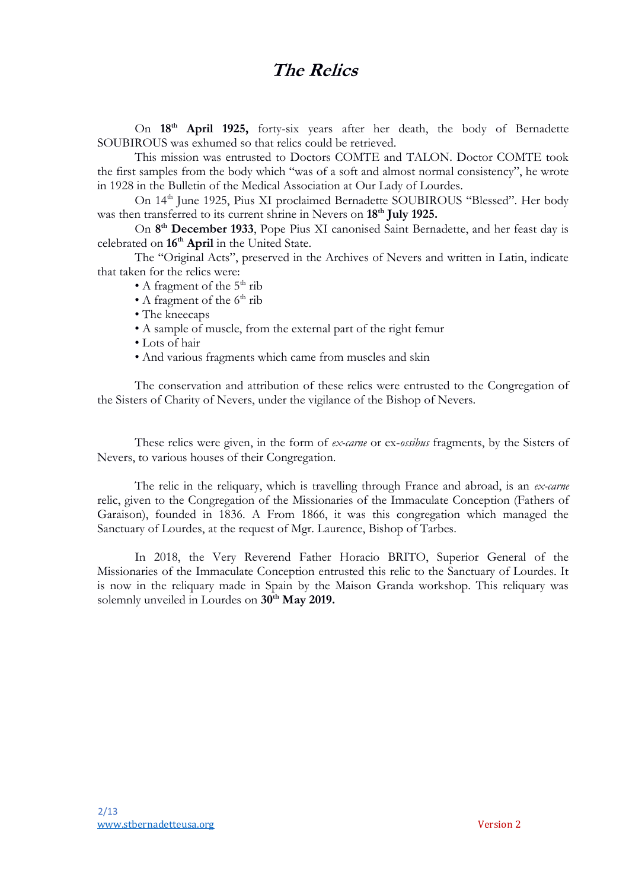# The Relics

On **18th April 1925,** forty-six years after her death, the body of Bernadette SOUBIROUS was exhumed so that relics could be retrieved.

This mission was entrusted to Doctors COMTE and TALON. Doctor COMTE took the first samples from the body which "was of a soft and almost normal consistency", he wrote in 1928 in the Bulletin of the Medical Association at Our Lady of Lourdes.

On 14th June 1925, Pius XI proclaimed Bernadette SOUBIROUS "Blessed". Her body was then transferred to its current shrine in Nevers on **18th July 1925.**

On **8th December 1933**, Pope Pius XI canonised Saint Bernadette, and her feast day is celebrated on **16th April** in the United State.

The "Original Acts", preserved in the Archives of Nevers and written in Latin, indicate that taken for the relics were:

- A fragment of the 5th rib
- A fragment of the 6th rib
- The kneecaps
- A sample of muscle, from the external part of the right femur
- Lots of hair
- And various fragments which came from muscles and skin

The conservation and attribution of these relics were entrusted to the Congregation of the Sisters of Charity of Nevers, under the vigilance of the Bishop of Nevers.

These relics were given, in the form of *ex-carne* or ex-*ossibus* fragments, by the Sisters of Nevers, to various houses of their Congregation.

The relic in the reliquary, which is travelling through France and abroad, is an *ex-carne* relic, given to the Congregation of the Missionaries of the Immaculate Conception (Fathers of Garaison), founded in 1836. A From 1866, it was this congregation which managed the Sanctuary of Lourdes, at the request of Mgr. Laurence, Bishop of Tarbes.

In 2018, the Very Reverend Father Horacio BRITO, Superior General of the Missionaries of the Immaculate Conception entrusted this relic to the Sanctuary of Lourdes. It is now in the reliquary made in Spain by the Maison Granda workshop. This reliquary was solemnly unveiled in Lourdes on **30th May 2019.**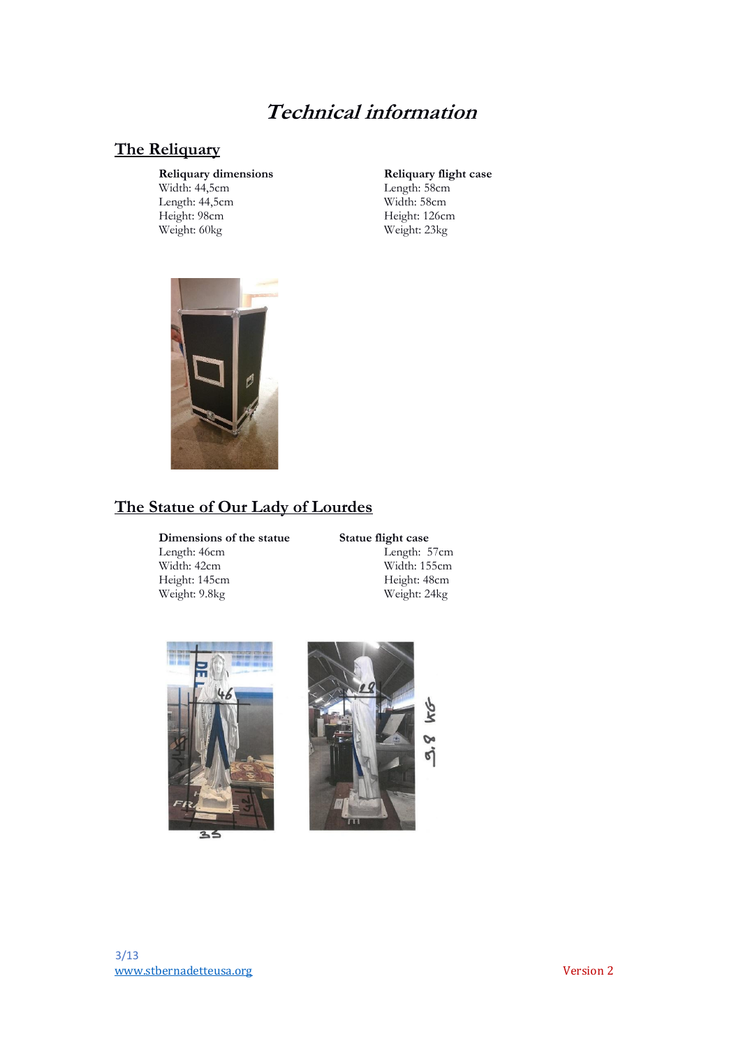# Technical information

## The Reliquary

**Reliquary dimensions**
Width: 44,5cm
Length: 44,5cm
Height: 98cm
Weight: 60kg

**Reliquary flight case**
Length: 58cm
Width: 58cm
Height: 126cm
Weight: 23kg

## The Statue of Our Lady of Lourdes

**Dimensions of the statue**
Length: 46cm
Width: 42cm
Height: 145cm
Weight: 9.8kg

**Statue flight case**
Length: 57cm
Width: 155cm
Height: 48cm
Weight: 24kg

Version 2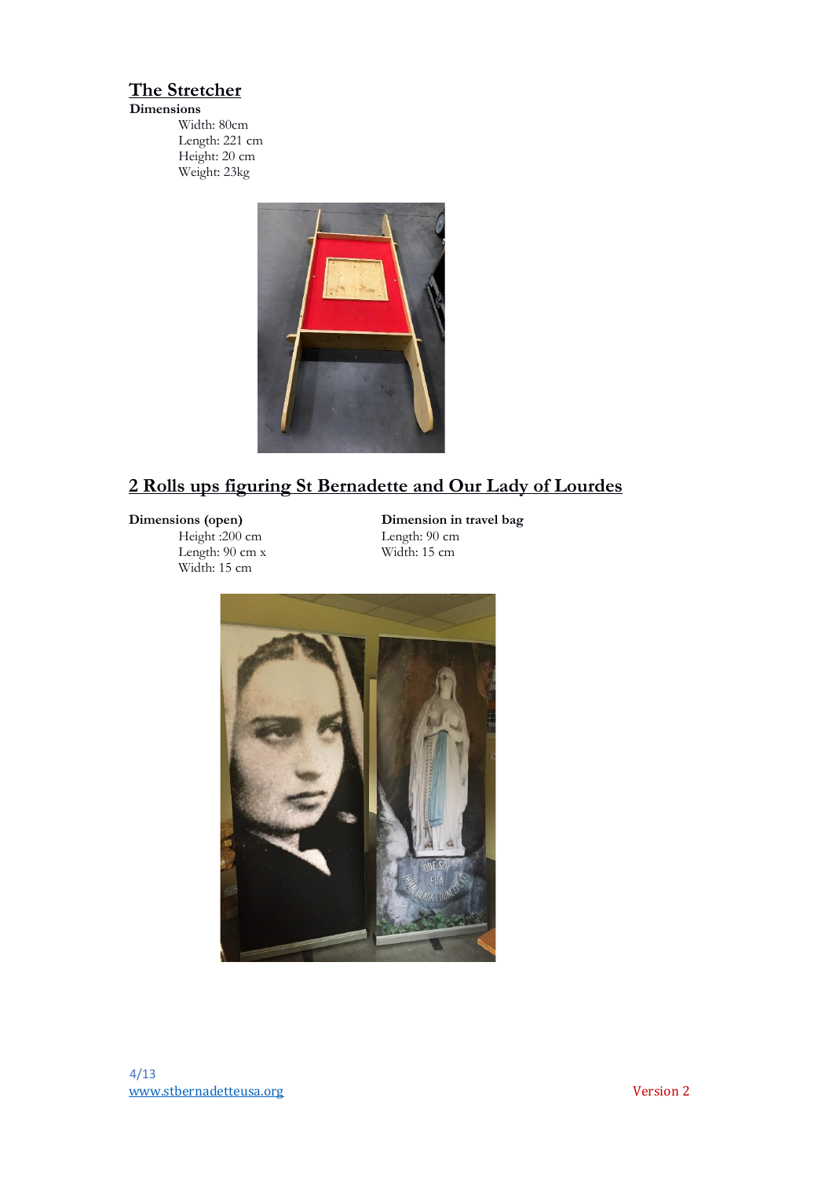## The Stretcher

**Dimensions**

Width: 80cm
Length: 221 cm
Height: 20 cm
Weight: 23kg

## 2 Rolls ups figuring St Bernadette and Our Lady of Lourdes

**Dimensions (open)**

Height :200 cm
Length: 90 cm x
Width: 15 cm

**Dimension in travel bag**

Length: 90 cm
Width: 15 cm

www.stbernadetteusa.org

Version 2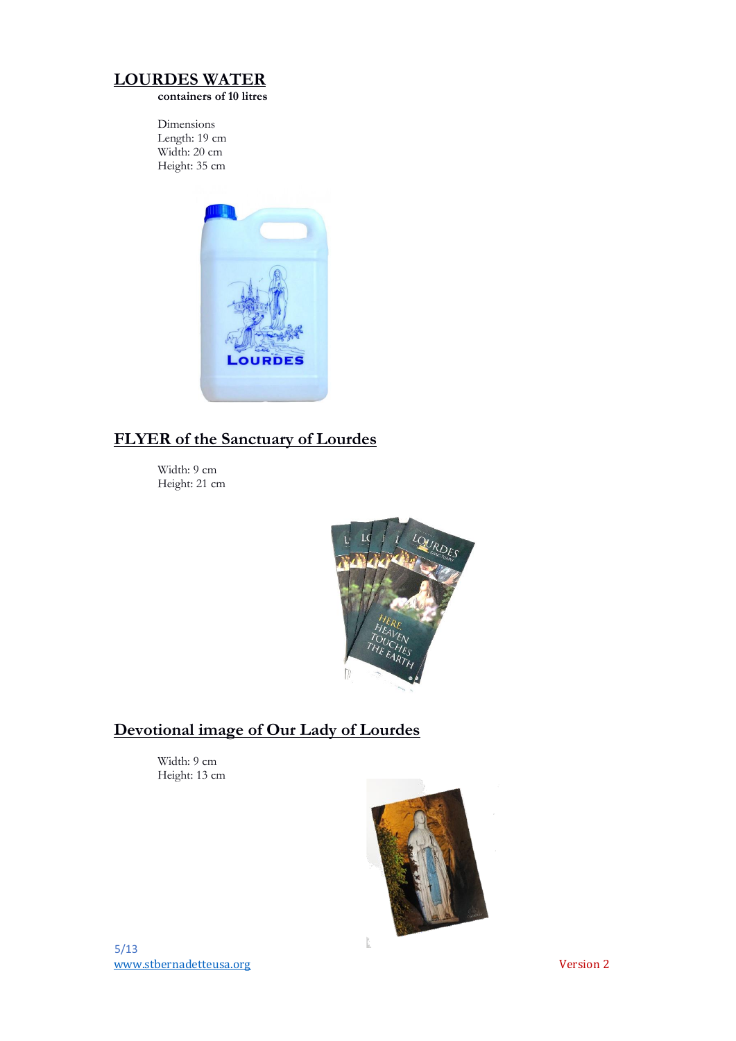## LOURDES WATER

**containers of 10 litres**

Dimensions
Length: 19 cm
Width: 20 cm
Height: 35 cm

## FLYER of the Sanctuary of Lourdes

Width: 9 cm
Height: 21 cm

## Devotional image of Our Lady of Lourdes

Width: 9 cm
Height: 13 cm

www.stbernadetteusa.org

Version 2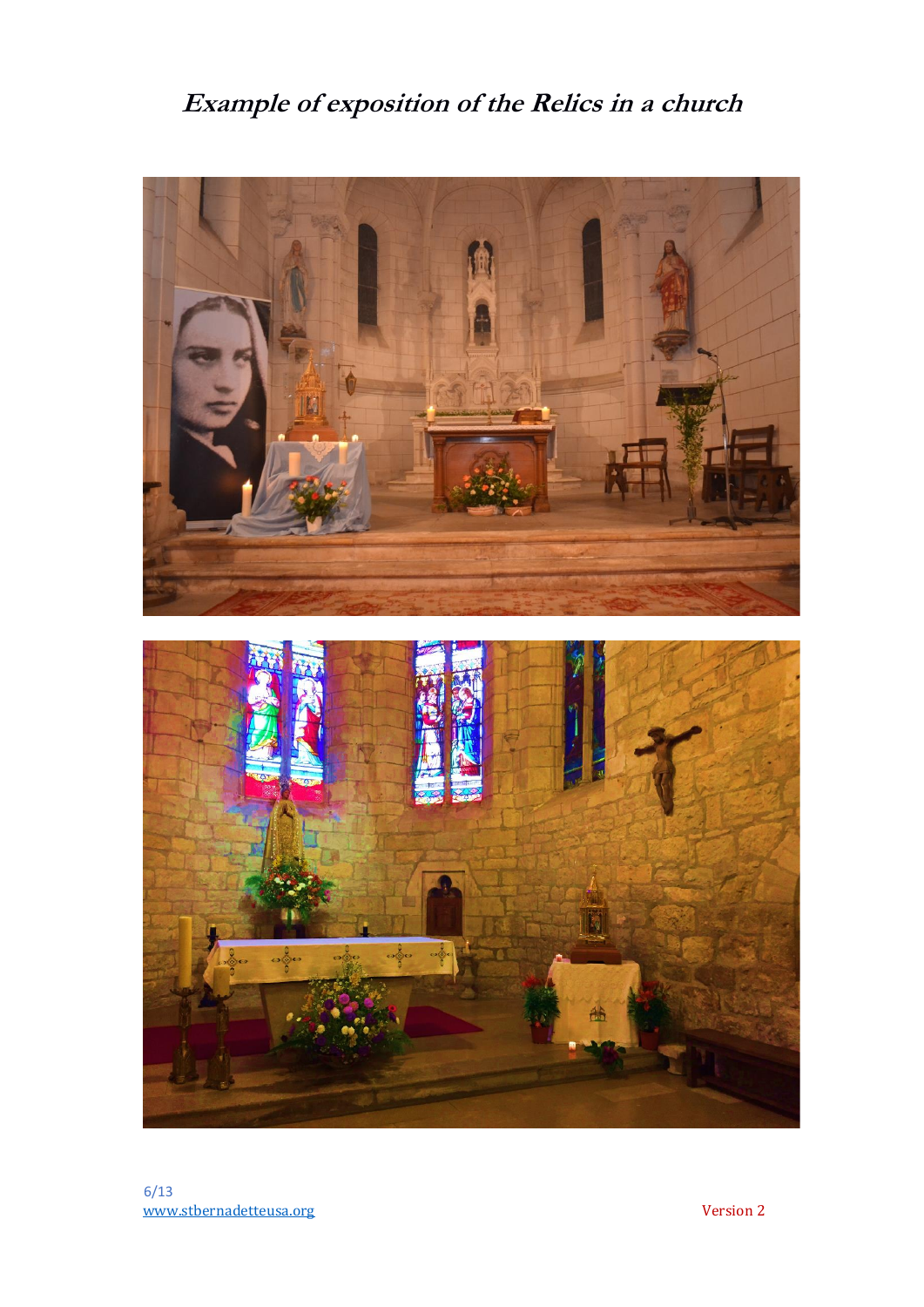# *Example of exposition of the Relics in a church*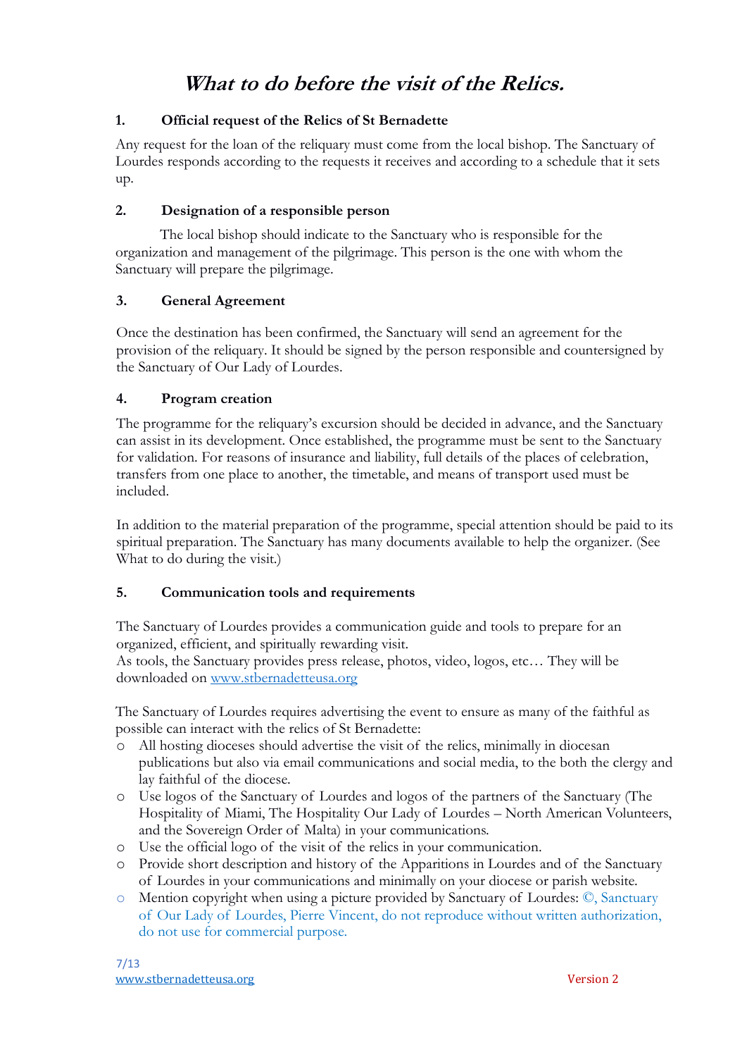# *What to do before the visit of the Relics.*

### 1. Official request of the Relics of St Bernadette

Any request for the loan of the reliquary must come from the local bishop. The Sanctuary of Lourdes responds according to the requests it receives and according to a schedule that it sets up.

### 2. Designation of a responsible person

The local bishop should indicate to the Sanctuary who is responsible for the organization and management of the pilgrimage. This person is the one with whom the Sanctuary will prepare the pilgrimage.

### 3. General Agreement

Once the destination has been confirmed, the Sanctuary will send an agreement for the provision of the reliquary. It should be signed by the person responsible and countersigned by the Sanctuary of Our Lady of Lourdes.

### 4. Program creation

The programme for the reliquary's excursion should be decided in advance, and the Sanctuary can assist in its development. Once established, the programme must be sent to the Sanctuary for validation. For reasons of insurance and liability, full details of the places of celebration, transfers from one place to another, the timetable, and means of transport used must be included.

In addition to the material preparation of the programme, special attention should be paid to its spiritual preparation. The Sanctuary has many documents available to help the organizer. (See What to do during the visit.)

### 5. Communication tools and requirements

The Sanctuary of Lourdes provides a communication guide and tools to prepare for an organized, efficient, and spiritually rewarding visit.
As tools, the Sanctuary provides press release, photos, video, logos, etc… They will be downloaded on www.stbernadetteusa.org

The Sanctuary of Lourdes requires advertising the event to ensure as many of the faithful as possible can interact with the relics of St Bernadette:

- All hosting dioceses should advertise the visit of the relics, minimally in diocesan publications but also via email communications and social media, to the both the clergy and lay faithful of the diocese.
- Use logos of the Sanctuary of Lourdes and logos of the partners of the Sanctuary (The Hospitality of Miami, The Hospitality Our Lady of Lourdes – North American Volunteers, and the Sovereign Order of Malta) in your communications.
- Use the official logo of the visit of the relics in your communication.
- Provide short description and history of the Apparitions in Lourdes and of the Sanctuary of Lourdes in your communications and minimally on your diocese or parish website.
- Mention copyright when using a picture provided by Sanctuary of Lourdes: ©, Sanctuary of Our Lady of Lourdes, Pierre Vincent, do not reproduce without written authorization, do not use for commercial purpose.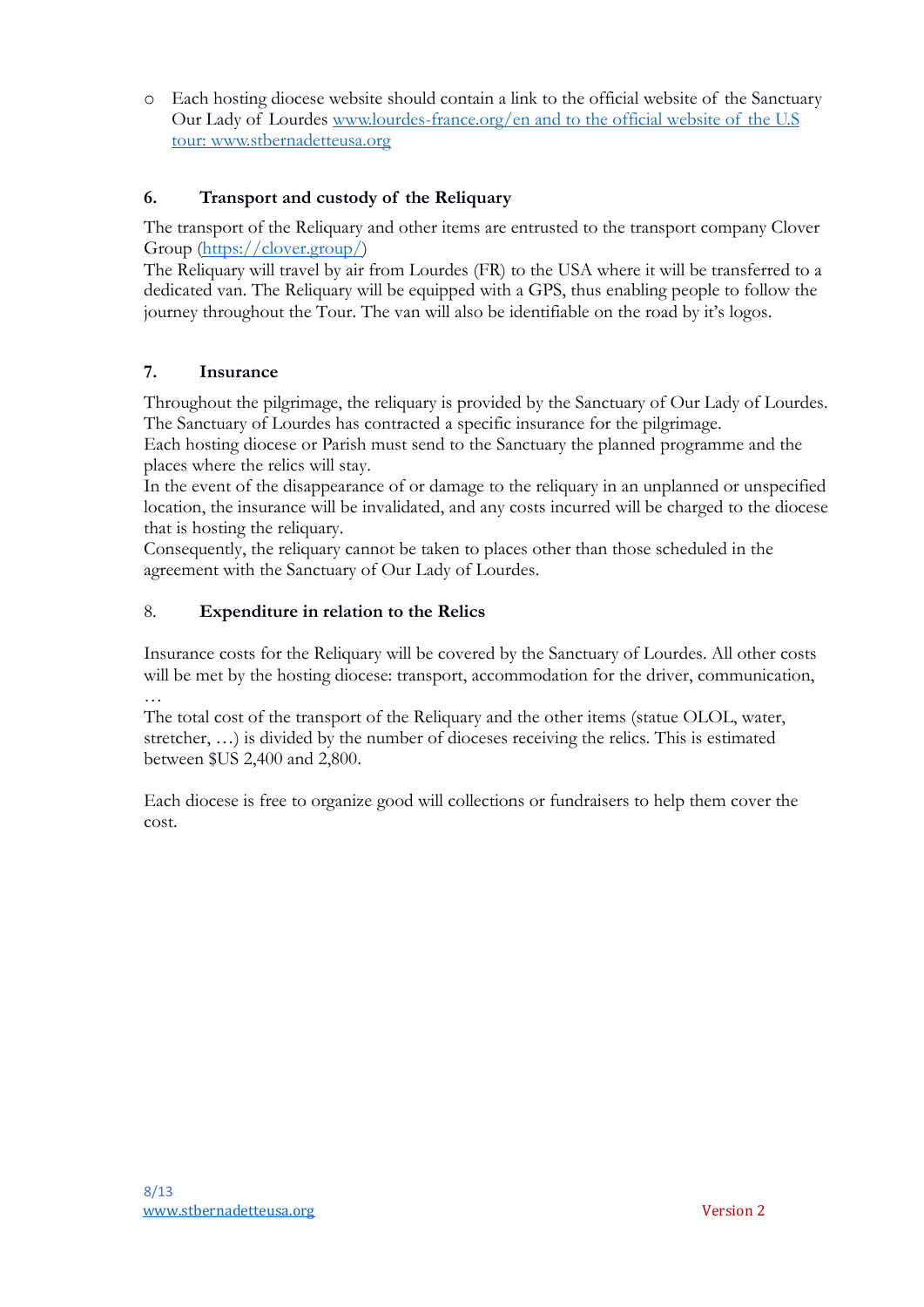- Each hosting diocese website should contain a link to the official website of the Sanctuary Our Lady of Lourdes www.lourdes-france.org/en and to the official website of the U.S tour: www.stbernadetteusa.org

## 6. Transport and custody of the Reliquary

The transport of the Reliquary and other items are entrusted to the transport company Clover Group (https://clover.group/)

The Reliquary will travel by air from Lourdes (FR) to the USA where it will be transferred to a dedicated van. The Reliquary will be equipped with a GPS, thus enabling people to follow the journey throughout the Tour. The van will also be identifiable on the road by it's logos.

## 7. Insurance

Throughout the pilgrimage, the reliquary is provided by the Sanctuary of Our Lady of Lourdes. The Sanctuary of Lourdes has contracted a specific insurance for the pilgrimage.

Each hosting diocese or Parish must send to the Sanctuary the planned programme and the places where the relics will stay.

In the event of the disappearance of or damage to the reliquary in an unplanned or unspecified location, the insurance will be invalidated, and any costs incurred will be charged to the diocese that is hosting the reliquary.

Consequently, the reliquary cannot be taken to places other than those scheduled in the agreement with the Sanctuary of Our Lady of Lourdes.

## 8. Expenditure in relation to the Relics

Insurance costs for the Reliquary will be covered by the Sanctuary of Lourdes. All other costs will be met by the hosting diocese: transport, accommodation for the driver, communication, …

The total cost of the transport of the Reliquary and the other items (statue OLOL, water, stretcher, …) is divided by the number of dioceses receiving the relics. This is estimated between $US 2,400 and 2,800.

Each diocese is free to organize good will collections or fundraisers to help them cover the cost.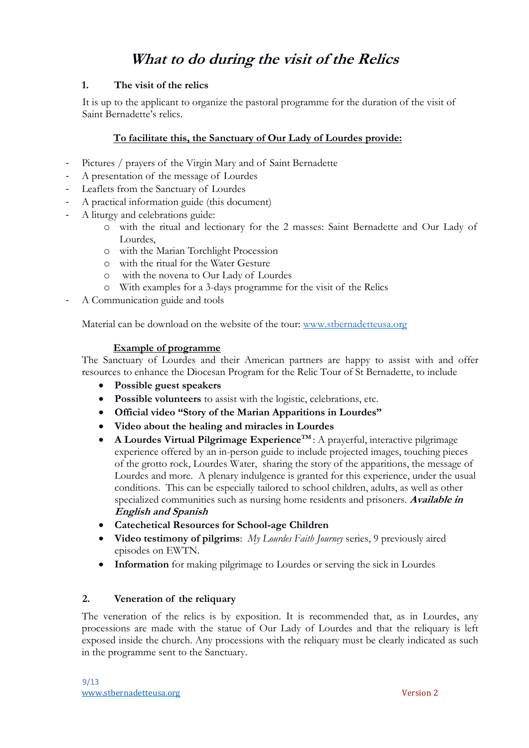# *What to do during the visit of the Relics*

## 1. The visit of the relics

It is up to the applicant to organize the pastoral programme for the duration of the visit of Saint Bernadette's relics.

**<u>To facilitate this, the Sanctuary of Our Lady of Lourdes provide:</u>**

- Pictures / prayers of the Virgin Mary and of Saint Bernadette
- A presentation of the message of Lourdes
- Leaflets from the Sanctuary of Lourdes
- A practical information guide (this document)
- A liturgy and celebrations guide:
  - with the ritual and lectionary for the 2 masses: Saint Bernadette and Our Lady of Lourdes,
  - with the Marian Torchlight Procession
  - with the ritual for the Water Gesture
  - with the novena to Our Lady of Lourdes
  - With examples for a 3-days programme for the visit of the Relics
- A Communication guide and tools

Material can be download on the website of the tour: www.stbernadetteusa.org

**<u>Example of programme</u>**

The Sanctuary of Lourdes and their American partners are happy to assist with and offer resources to enhance the Diocesan Program for the Relic Tour of St Bernadette, to include

- **Possible guest speakers**
- **Possible volunteers** to assist with the logistic, celebrations, etc.
- **Official video "Story of the Marian Apparitions in Lourdes"**
- **Video about the healing and miracles in Lourdes**
- **A Lourdes Virtual Pilgrimage Experience™**: A prayerful, interactive pilgrimage experience offered by an in-person guide to include projected images, touching pieces of the grotto rock, Lourdes Water, sharing the story of the apparitions, the message of Lourdes and more. A plenary indulgence is granted for this experience, under the usual conditions. This can be especially tailored to school children, adults, as well as other specialized communities such as nursing home residents and prisoners. ***Available in English and Spanish***
- **Catechetical Resources for School-age Children**
- **Video testimony of pilgrims**: *My Lourdes Faith Journey* series, 9 previously aired episodes on EWTN.
- **Information** for making pilgrimage to Lourdes or serving the sick in Lourdes

## 2. Veneration of the reliquary

The veneration of the relics is by exposition. It is recommended that, as in Lourdes, any processions are made with the statue of Our Lady of Lourdes and that the reliquary is left exposed inside the church. Any processions with the reliquary must be clearly indicated as such in the programme sent to the Sanctuary.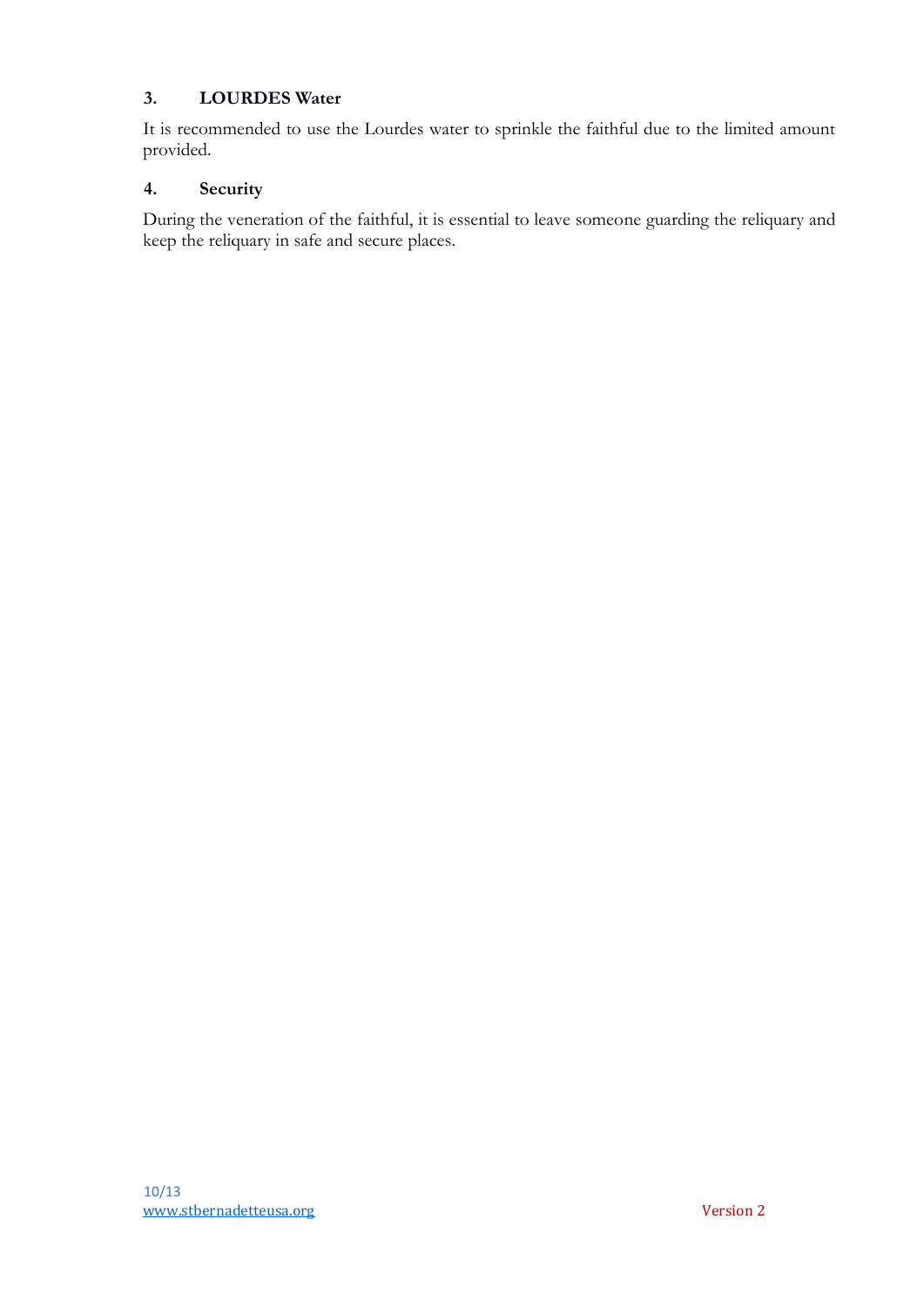### 3. LOURDES Water

It is recommended to use the Lourdes water to sprinkle the faithful due to the limited amount provided.

### 4. Security

During the veneration of the faithful, it is essential to leave someone guarding the reliquary and keep the reliquary in safe and secure places.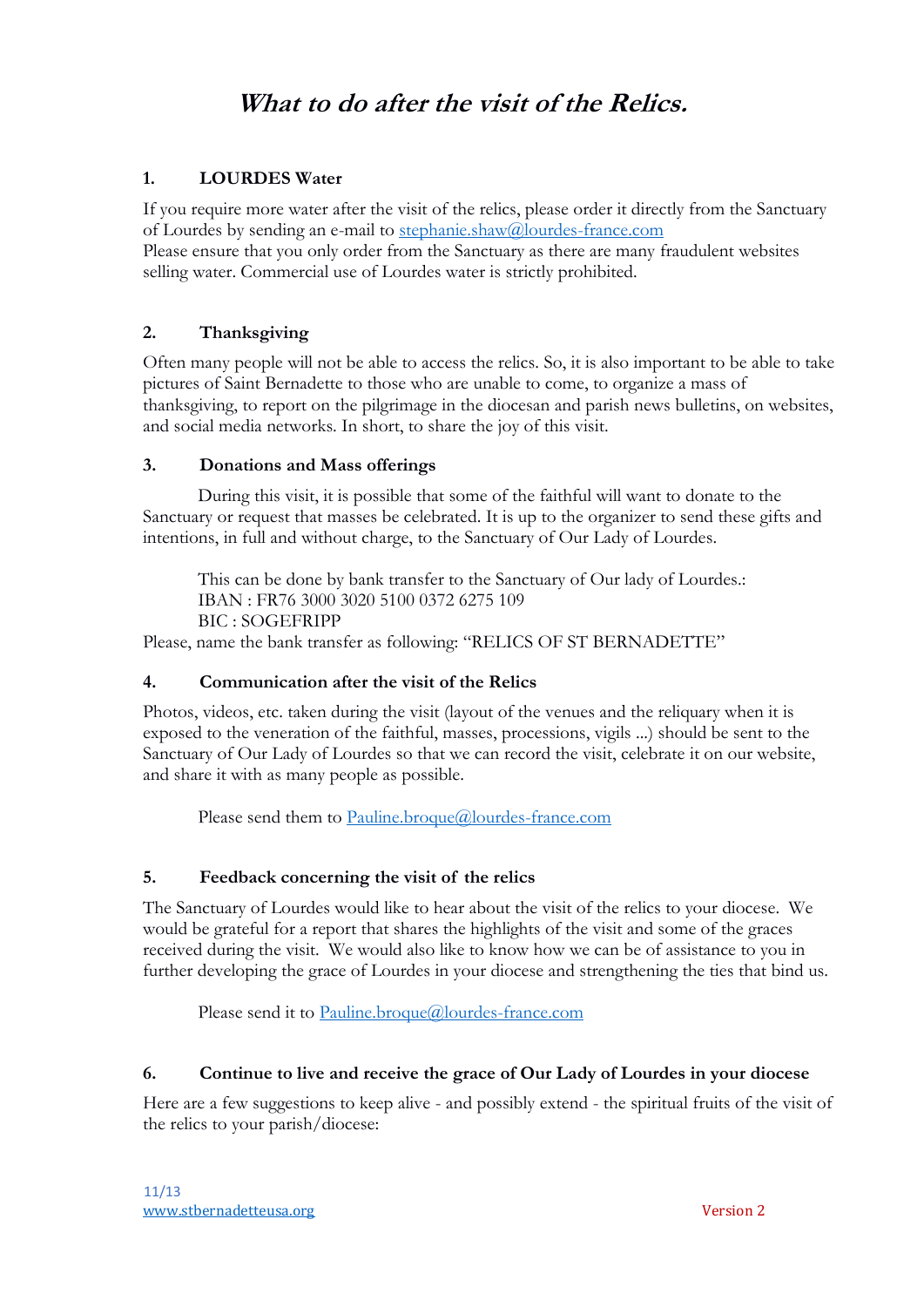# *What to do after the visit of the Relics.*

## 1. LOURDES Water

If you require more water after the visit of the relics, please order it directly from the Sanctuary of Lourdes by sending an e-mail to stephanie.shaw@lourdes-france.com
Please ensure that you only order from the Sanctuary as there are many fraudulent websites selling water. Commercial use of Lourdes water is strictly prohibited.

## 2. Thanksgiving

Often many people will not be able to access the relics. So, it is also important to be able to take pictures of Saint Bernadette to those who are unable to come, to organize a mass of thanksgiving, to report on the pilgrimage in the diocesan and parish news bulletins, on websites, and social media networks. In short, to share the joy of this visit.

## 3. Donations and Mass offerings

During this visit, it is possible that some of the faithful will want to donate to the Sanctuary or request that masses be celebrated. It is up to the organizer to send these gifts and intentions, in full and without charge, to the Sanctuary of Our Lady of Lourdes.

This can be done by bank transfer to the Sanctuary of Our lady of Lourdes.:
IBAN : FR76 3000 3020 5100 0372 6275 109
BIC : SOGEFRIPP

Please, name the bank transfer as following: "RELICS OF ST BERNADETTE"

## 4. Communication after the visit of the Relics

Photos, videos, etc. taken during the visit (layout of the venues and the reliquary when it is exposed to the veneration of the faithful, masses, processions, vigils ...) should be sent to the Sanctuary of Our Lady of Lourdes so that we can record the visit, celebrate it on our website, and share it with as many people as possible.

Please send them to Pauline.broque@lourdes-france.com

## 5. Feedback concerning the visit of the relics

The Sanctuary of Lourdes would like to hear about the visit of the relics to your diocese. We would be grateful for a report that shares the highlights of the visit and some of the graces received during the visit. We would also like to know how we can be of assistance to you in further developing the grace of Lourdes in your diocese and strengthening the ties that bind us.

Please send it to Pauline.broque@lourdes-france.com

## 6. Continue to live and receive the grace of Our Lady of Lourdes in your diocese

Here are a few suggestions to keep alive - and possibly extend - the spiritual fruits of the visit of the relics to your parish/diocese: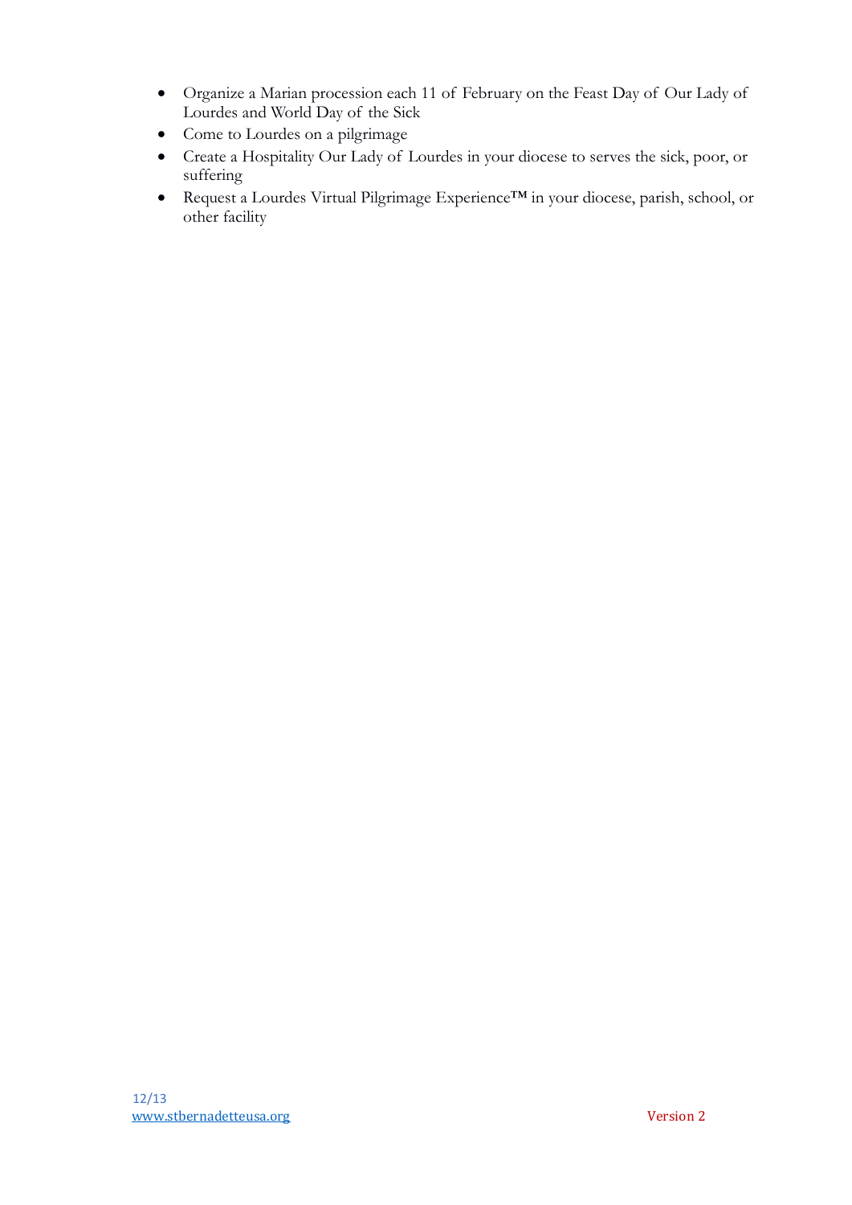- Organize a Marian procession each 11 of February on the Feast Day of Our Lady of Lourdes and World Day of the Sick
- Come to Lourdes on a pilgrimage
- Create a Hospitality Our Lady of Lourdes in your diocese to serves the sick, poor, or suffering
- Request a Lourdes Virtual Pilgrimage Experience™ in your diocese, parish, school, or other facility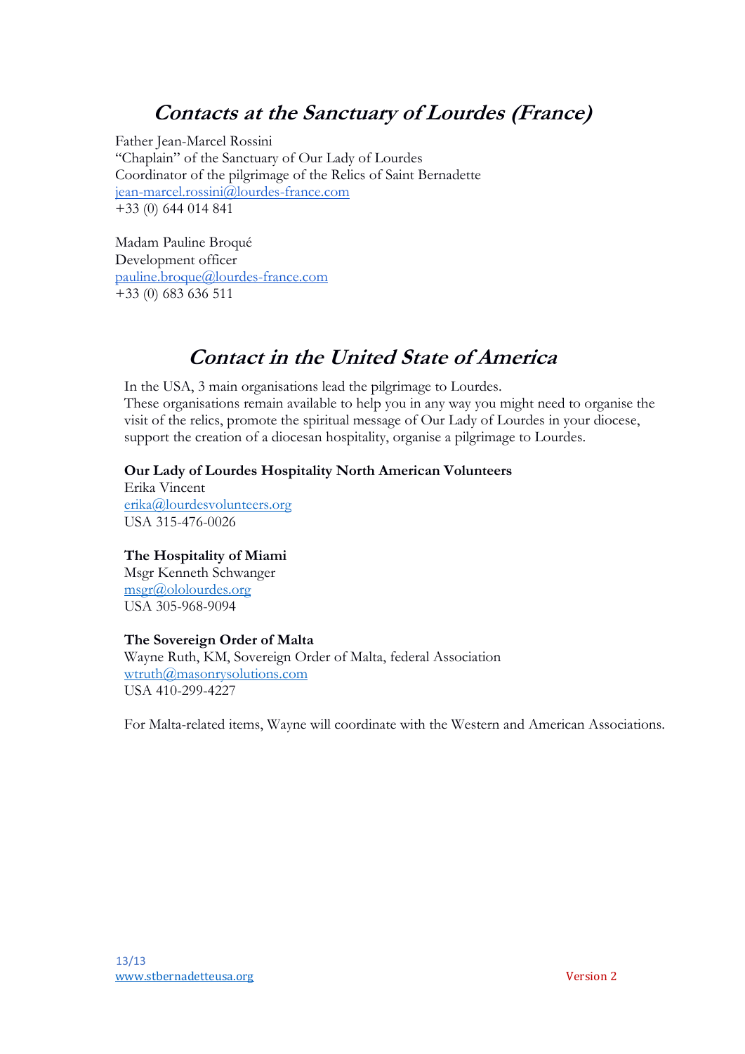## *Contacts at the Sanctuary of Lourdes (France)*

Father Jean-Marcel Rossini
"Chaplain" of the Sanctuary of Our Lady of Lourdes
Coordinator of the pilgrimage of the Relics of Saint Bernadette
jean-marcel.rossini@lourdes-france.com
+33 (0) 644 014 841

Madam Pauline Broqué
Development officer
pauline.broque@lourdes-france.com
+33 (0) 683 636 511

## *Contact in the United State of America*

In the USA, 3 main organisations lead the pilgrimage to Lourdes.
These organisations remain available to help you in any way you might need to organise the visit of the relics, promote the spiritual message of Our Lady of Lourdes in your diocese, support the creation of a diocesan hospitality, organise a pilgrimage to Lourdes.

**Our Lady of Lourdes Hospitality North American Volunteers**
Erika Vincent
erika@lourdesvolunteers.org
USA 315-476-0026

**The Hospitality of Miami**
Msgr Kenneth Schwanger
msgr@ololourdes.org
USA 305-968-9094

**The Sovereign Order of Malta**
Wayne Ruth, KM, Sovereign Order of Malta, federal Association
wtruth@masonrysolutions.com
USA 410-299-4227

For Malta-related items, Wayne will coordinate with the Western and American Associations.